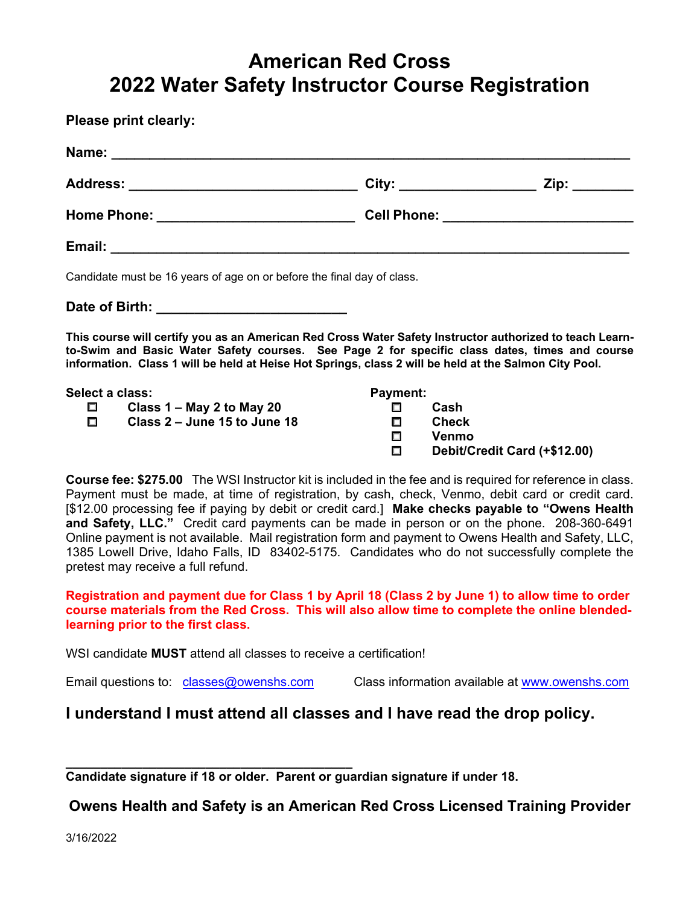# American Red Cross
# 2022 Water Safety Instructor Course Registration

**Please print clearly:**

**Name:** ______________________________________________

**Address:** ______________________ **City:** ______________ **Zip:** ________

**Home Phone:** ____________________ **Cell Phone:** ____________________

**Email:** ______________________________________________

Candidate must be 16 years of age on or before the final day of class.

**Date of Birth:** ____________________

**This course will certify you as an American Red Cross Water Safety Instructor authorized to teach Learn-to-Swim and Basic Water Safety courses. See Page 2 for specific class dates, times and course information. Class 1 will be held at Heise Hot Springs, class 2 will be held at the Salmon City Pool.**

**Select a class:**
- ☐ **Class 1 – May 2 to May 20**
- ☐ **Class 2 – June 15 to June 18**

**Payment:**
- ☐ **Cash**
- ☐ **Check**
- ☐ **Venmo**
- ☐ **Debit/Credit Card (+$12.00)**

**Course fee: $275.00** The WSI Instructor kit is included in the fee and is required for reference in class. Payment must be made, at time of registration, by cash, check, Venmo, debit card or credit card. [$12.00 processing fee if paying by debit or credit card.] **Make checks payable to "Owens Health and Safety, LLC."** Credit card payments can be made in person or on the phone. 208-360-6491 Online payment is not available. Mail registration form and payment to Owens Health and Safety, LLC, 1385 Lowell Drive, Idaho Falls, ID 83402-5175. Candidates who do not successfully complete the pretest may receive a full refund.

**Registration and payment due for Class 1 by April 18 (Class 2 by June 1) to allow time to order course materials from the Red Cross. This will also allow time to complete the online blended-learning prior to the first class.**

WSI candidate **MUST** attend all classes to receive a certification!

Email questions to: classes@owenshs.com Class information available at www.owenshs.com

## I understand I must attend all classes and I have read the drop policy.

______________________________________

**Candidate signature if 18 or older. Parent or guardian signature if under 18.**

### Owens Health and Safety is an American Red Cross Licensed Training Provider

3/16/2022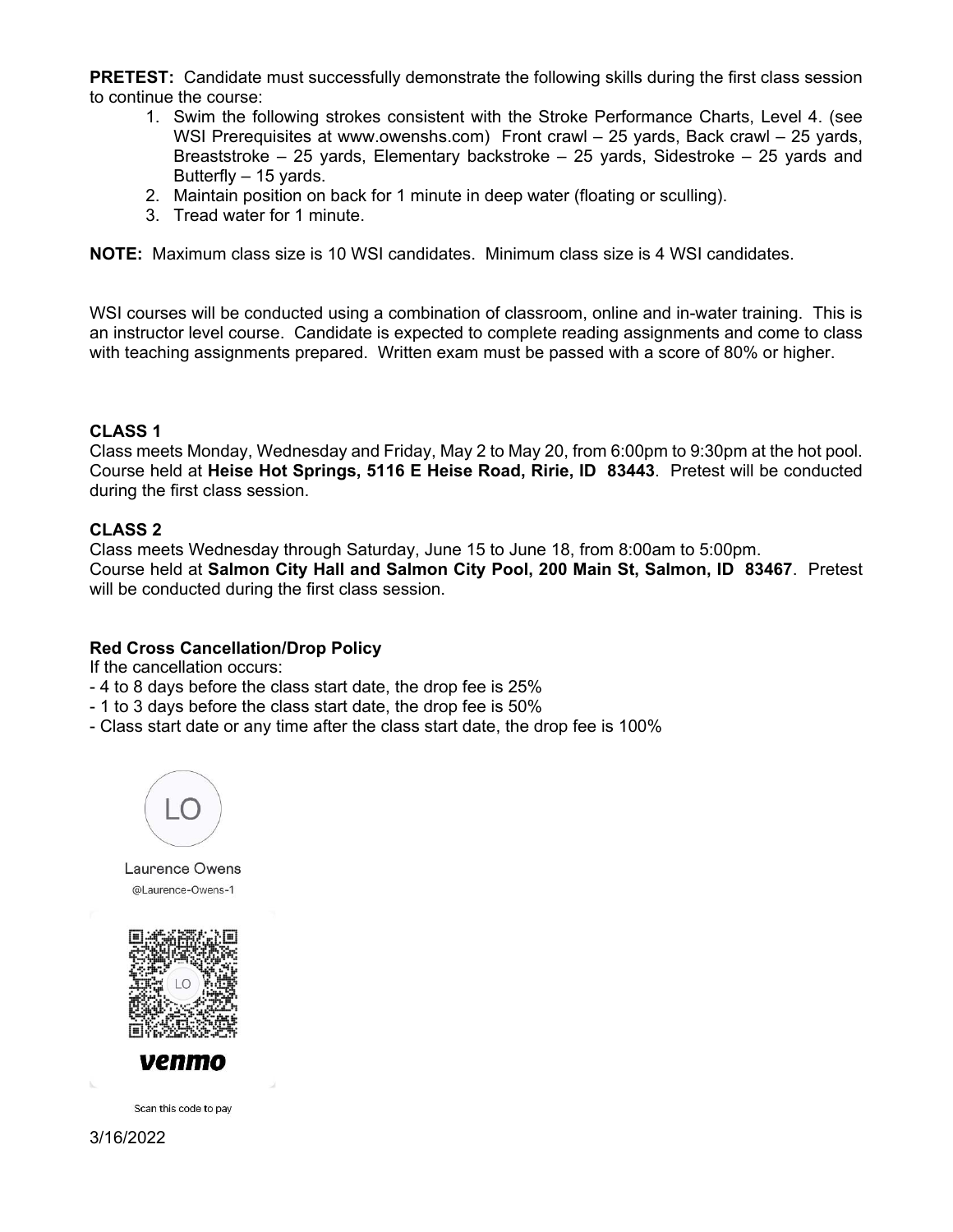**PRETEST:** Candidate must successfully demonstrate the following skills during the first class session to continue the course:

1. Swim the following strokes consistent with the Stroke Performance Charts, Level 4. (see WSI Prerequisites at www.owenshs.com) Front crawl – 25 yards, Back crawl – 25 yards, Breaststroke – 25 yards, Elementary backstroke – 25 yards, Sidestroke – 25 yards and Butterfly – 15 yards.
2. Maintain position on back for 1 minute in deep water (floating or sculling).
3. Tread water for 1 minute.

**NOTE:** Maximum class size is 10 WSI candidates. Minimum class size is 4 WSI candidates.

WSI courses will be conducted using a combination of classroom, online and in-water training. This is an instructor level course. Candidate is expected to complete reading assignments and come to class with teaching assignments prepared. Written exam must be passed with a score of 80% or higher.

**CLASS 1**

Class meets Monday, Wednesday and Friday, May 2 to May 20, from 6:00pm to 9:30pm at the hot pool. Course held at **Heise Hot Springs, 5116 E Heise Road, Ririe, ID 83443**. Pretest will be conducted during the first class session.

**CLASS 2**

Class meets Wednesday through Saturday, June 15 to June 18, from 8:00am to 5:00pm.
Course held at **Salmon City Hall and Salmon City Pool, 200 Main St, Salmon, ID 83467**. Pretest will be conducted during the first class session.

**Red Cross Cancellation/Drop Policy**

If the cancellation occurs:

- 4 to 8 days before the class start date, the drop fee is 25%
- 1 to 3 days before the class start date, the drop fee is 50%
- Class start date or any time after the class start date, the drop fee is 100%

LO

Laurence Owens

@Laurence-Owens-1

venmo

Scan this code to pay

3/16/2022